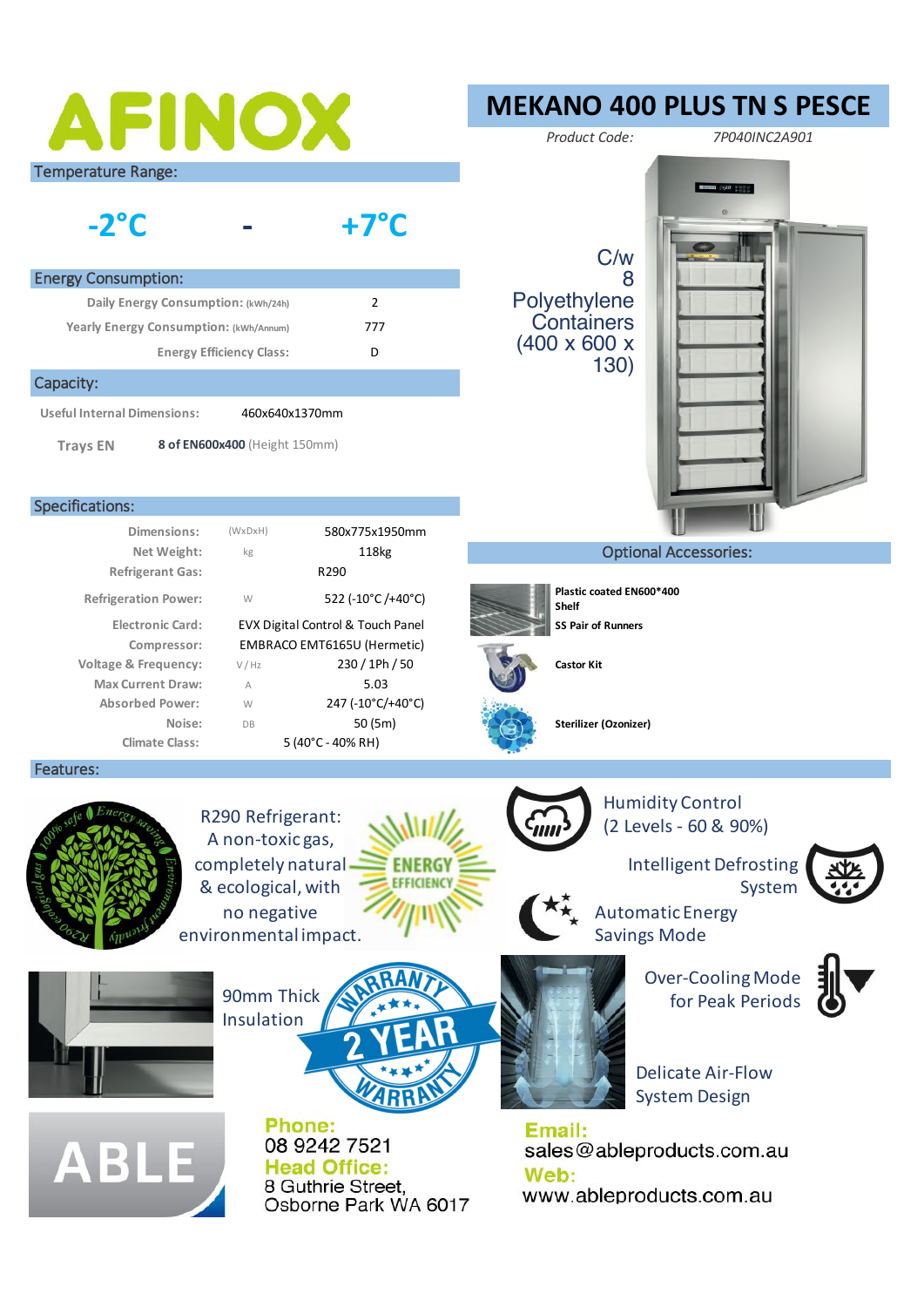# AFINOX

## MEKANO 400 PLUS TN S PESCE

*Product Code:* *7P040INC2A901*

C/w 8 Polyethylene Containers (400 x 600 x 130)

### Temperature Range:

**-2°C - +7°C**

### Energy Consumption:

| | |
|---|---|
| Daily Energy Consumption: (kWh/24h) | 2 |
| Yearly Energy Consumption: (kWh/Annum) | 777 |
| Energy Efficiency Class: | D |

### Capacity:

| | |
|---|---|
| Useful Internal Dimensions: | 460x640x1370mm |
| Trays EN | **8 of EN600x400** (Height 150mm) |

### Specifications:

| | | |
|---|---|---|
| Dimensions: | (WxDxH) | 580x775x1950mm |
| Net Weight: | kg | 118kg |
| Refrigerant Gas: | | R290 |
| Refrigeration Power: | W | 522 (-10°C /+40°C) |
| Electronic Card: | | EVX Digital Control & Touch Panel |
| Compressor: | | EMBRACO EMT6165U (Hermetic) |
| Voltage & Frequency: | V / Hz | 230 / 1Ph / 50 |
| Max Current Draw: | A | 5.03 |
| Absorbed Power: | W | 247 (-10°C/+40°C) |
| Noise: | DB | 50 (5m) |
| Climate Class: | | 5 (40°C - 40% RH) |

### Optional Accessories:

- **Plastic coated EN600*400 Shelf**
- **SS Pair of Runners**
- **Castor Kit**
- **Sterilizer (Ozonizer)**

### Features:

- R290 Refrigerant: A non-toxic gas, completely natural & ecological, with no negative environmental impact.
- Humidity Control (2 Levels - 60 & 90%)
- Intelligent Defrosting System
- Automatic Energy Savings Mode
- 90mm Thick Insulation
- 2 YEAR WARRANTY
- Over-Cooling Mode for Peak Periods
- Delicate Air-Flow System Design

ABLE

**Phone:**
08 9242 7521

**Head Office:**
8 Guthrie Street,
Osborne Park WA 6017

**Email:**
sales@ableproducts.com.au

**Web:**
www.ableproducts.com.au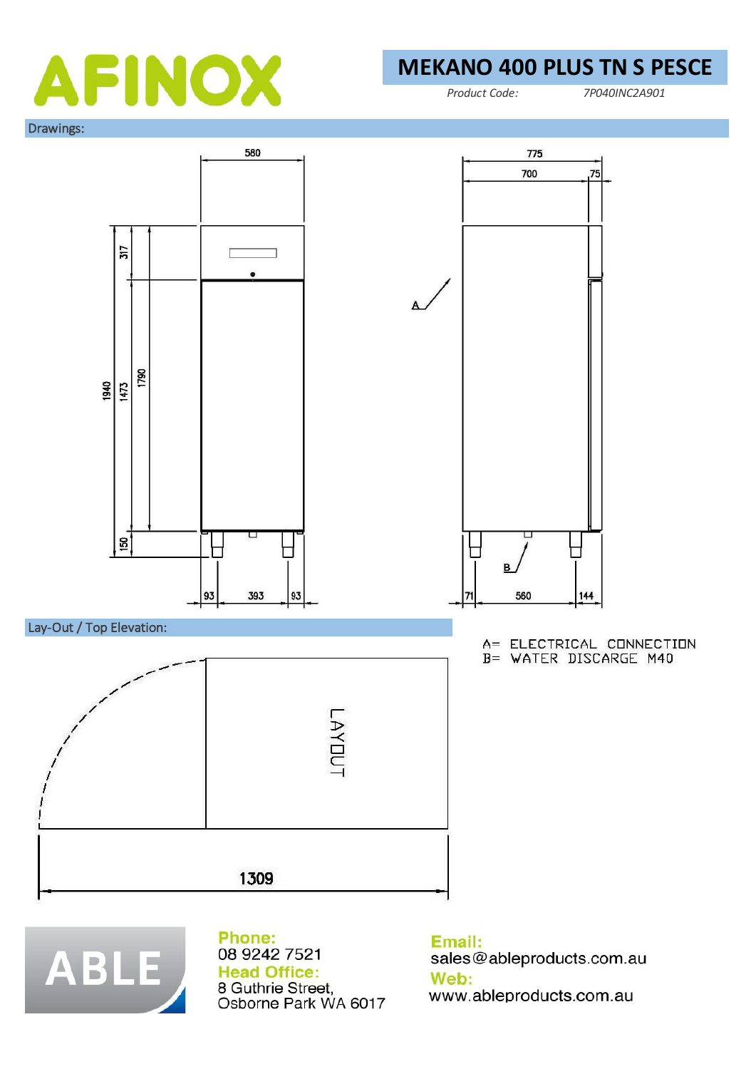AFINOX

# MEKANO 400 PLUS TN S PESCE

*Product Code:* *7P040INC2A901*

## Drawings:

580

775

700

75

317

1940

1473

1790

150

93 393 93

71 560 144

A

B

## Lay-Out / Top Elevation:

LAYOUT

1309

A= ELECTRICAL CONNECTION
B= WATER DISCARGE M40

ABLE

**Phone:**
08 9242 7521
**Head Office:**
8 Guthrie Street,
Osborne Park WA 6017

**Email:**
sales@ableproducts.com.au
**Web:**
www.ableproducts.com.au